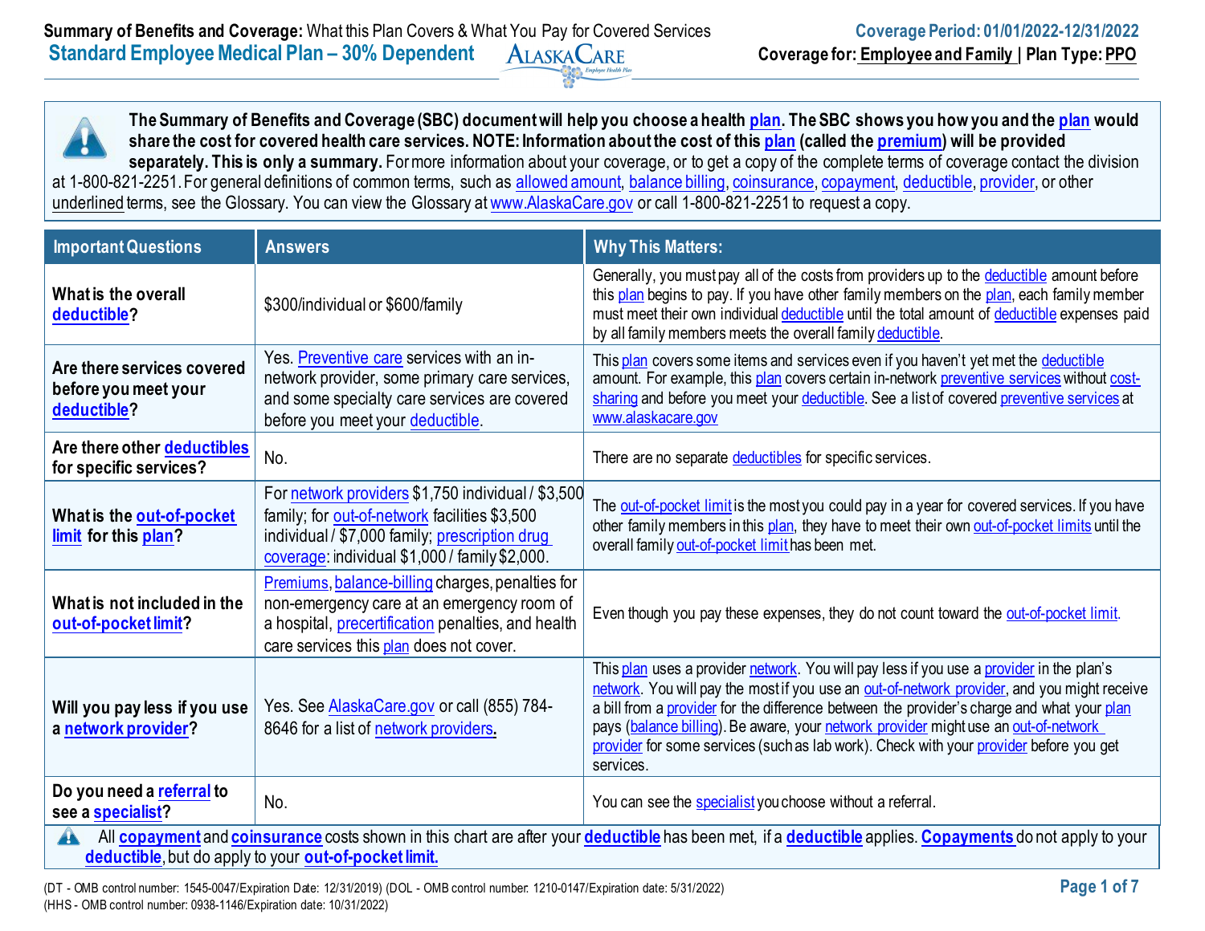**Summary of Benefits and Coverage:** What this Plan Covers & What You Pay for Covered Services

**Coverage Period: 01/01/2022-12/31/2022**

## Standard Employee Medical Plan – 30% Dependent

AlaskaCare Employee Health Plan

**Coverage for:** Employee and Family | **Plan Type:** PPO

**The Summary of Benefits and Coverage (SBC) document will help you choose a health plan. The SBC shows you how you and the plan would share the cost for covered health care services. NOTE: Information about the cost of this plan (called the premium) will be provided separately. This is only a summary.** For more information about your coverage, or to get a copy of the complete terms of coverage contact the division at 1-800-821-2251. For general definitions of common terms, such as allowed amount, balance billing, coinsurance, copayment, deductible, provider, or other underlined terms, see the Glossary. You can view the Glossary at www.AlaskaCare.gov or call 1-800-821-2251 to request a copy.

| Important Questions | Answers | Why This Matters: |
|---|---|---|
| **What is the overall deductible?** | $300/individual or $600/family | Generally, you must pay all of the costs from providers up to the deductible amount before this plan begins to pay. If you have other family members on the plan, each family member must meet their own individual deductible until the total amount of deductible expenses paid by all family members meets the overall family deductible. |
| **Are there services covered before you meet your deductible?** | Yes. Preventive care services with an in-network provider, some primary care services, and some specialty care services are covered before you meet your deductible. | This plan covers some items and services even if you haven't yet met the deductible amount. For example, this plan covers certain in-network preventive services without cost-sharing and before you meet your deductible. See a list of covered preventive services at www.alaskacare.gov |
| **Are there other deductibles for specific services?** | No. | There are no separate deductibles for specific services. |
| **What is the out-of-pocket limit for this plan?** | For network providers $1,750 individual / $3,500 family; for out-of-network facilities $3,500 individual / $7,000 family; prescription drug coverage: individual $1,000 / family $2,000. | The out-of-pocket limit is the most you could pay in a year for covered services. If you have other family members in this plan, they have to meet their own out-of-pocket limits until the overall family out-of-pocket limit has been met. |
| **What is not included in the out-of-pocket limit?** | Premiums, balance-billing charges, penalties for non-emergency care at an emergency room of a hospital, precertification penalties, and health care services this plan does not cover. | Even though you pay these expenses, they do not count toward the out-of-pocket limit. |
| **Will you pay less if you use a network provider?** | Yes. See AlaskaCare.gov or call (855) 784-8646 for a list of network providers. | This plan uses a provider network. You will pay less if you use a provider in the plan's network. You will pay the most if you use an out-of-network provider, and you might receive a bill from a provider for the difference between the provider's charge and what your plan pays (balance billing). Be aware, your network provider might use an out-of-network provider for some services (such as lab work). Check with your provider before you get services. |
| **Do you need a referral to see a specialist?** | No. | You can see the specialist you choose without a referral. |

All **copayment** and **coinsurance** costs shown in this chart are after your **deductible** has been met, if a **deductible** applies. **Copayments** do not apply to your **deductible**, but do apply to your **out-of-pocket limit.**

(DT - OMB control number: 1545-0047/Expiration Date: 12/31/2019) (DOL - OMB control number: 1210-0147/Expiration date: 5/31/2022)
(HHS - OMB control number: 0938-1146/Expiration date: 10/31/2022)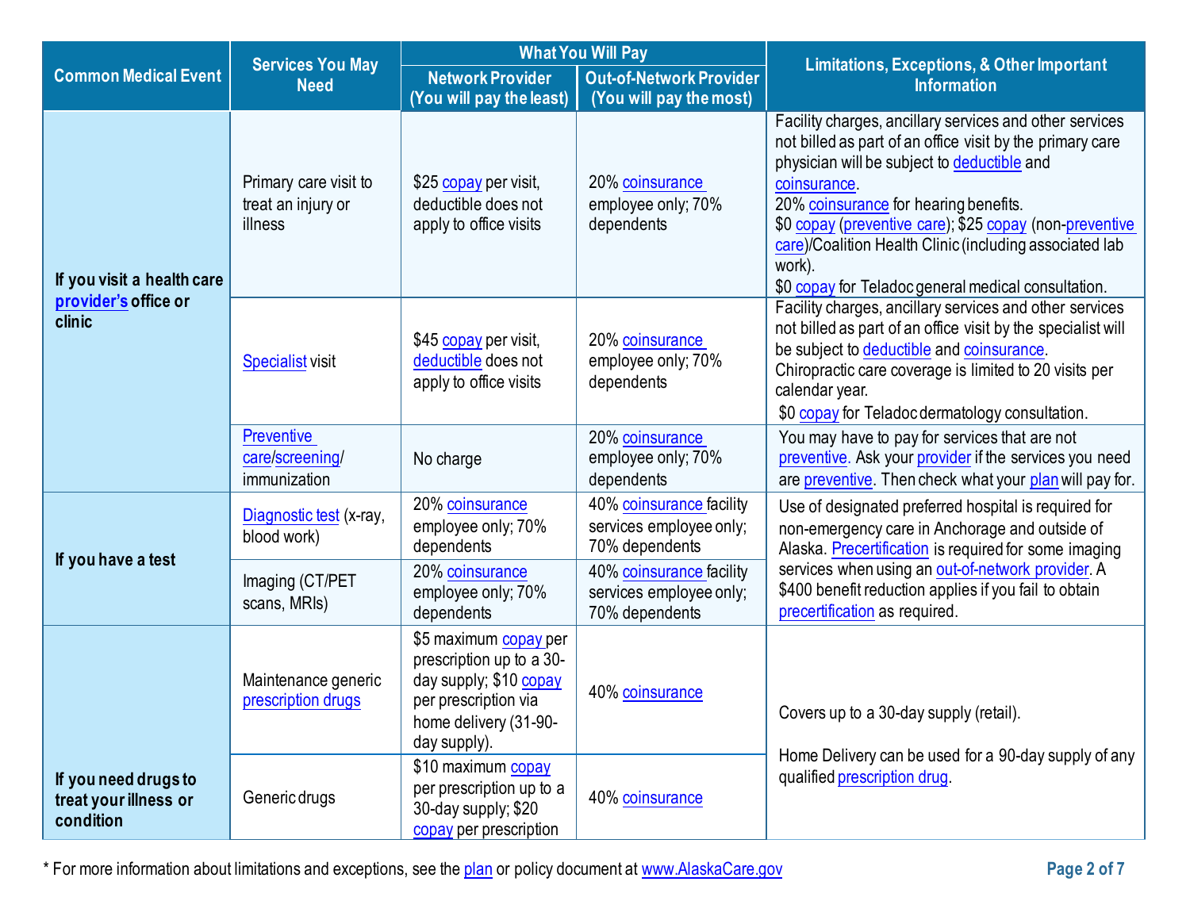| Common Medical Event | Services You May Need | What You Will Pay | | Limitations, Exceptions, & Other Important Information |
|---|---|---|---|---|
| | | Network Provider (You will pay the least) | Out-of-Network Provider (You will pay the most) | |
| If you visit a health care provider's office or clinic | Primary care visit to treat an injury or illness | $25 copay per visit, deductible does not apply to office visits | 20% coinsurance employee only; 70% dependents | Facility charges, ancillary services and other services not billed as part of an office visit by the primary care physician will be subject to deductible and coinsurance.<br>20% coinsurance for hearing benefits.<br>$0 copay (preventive care); $25 copay (non-preventive care)/Coalition Health Clinic (including associated lab work).<br>$0 copay for Teladoc general medical consultation. |
| | Specialist visit | $45 copay per visit, deductible does not apply to office visits | 20% coinsurance employee only; 70% dependents | Facility charges, ancillary services and other services not billed as part of an office visit by the specialist will be subject to deductible and coinsurance. Chiropractic care coverage is limited to 20 visits per calendar year.<br>$0 copay for Teladoc dermatology consultation. |
| | Preventive care/screening/ immunization | No charge | 20% coinsurance employee only; 70% dependents | You may have to pay for services that are not preventive. Ask your provider if the services you need are preventive. Then check what your plan will pay for. |
| If you have a test | Diagnostic test (x-ray, blood work) | 20% coinsurance employee only; 70% dependents | 40% coinsurance facility services employee only; 70% dependents | Use of designated preferred hospital is required for non-emergency care in Anchorage and outside of Alaska. Precertification is required for some imaging services when using an out-of-network provider. A $400 benefit reduction applies if you fail to obtain precertification as required. |
| | Imaging (CT/PET scans, MRIs) | 20% coinsurance employee only; 70% dependents | 40% coinsurance facility services employee only; 70% dependents | |
| If you need drugs to treat your illness or condition | Maintenance generic prescription drugs | $5 maximum copay per prescription up to a 30-day supply; $10 copay per prescription via home delivery (31-90-day supply). | 40% coinsurance | Covers up to a 30-day supply (retail).<br><br>Home Delivery can be used for a 90-day supply of any qualified prescription drug. |
| | Generic drugs | $10 maximum copay per prescription up to a 30-day supply; $20 copay per prescription | 40% coinsurance | |

* For more information about limitations and exceptions, see the plan or policy document at www.AlaskaCare.gov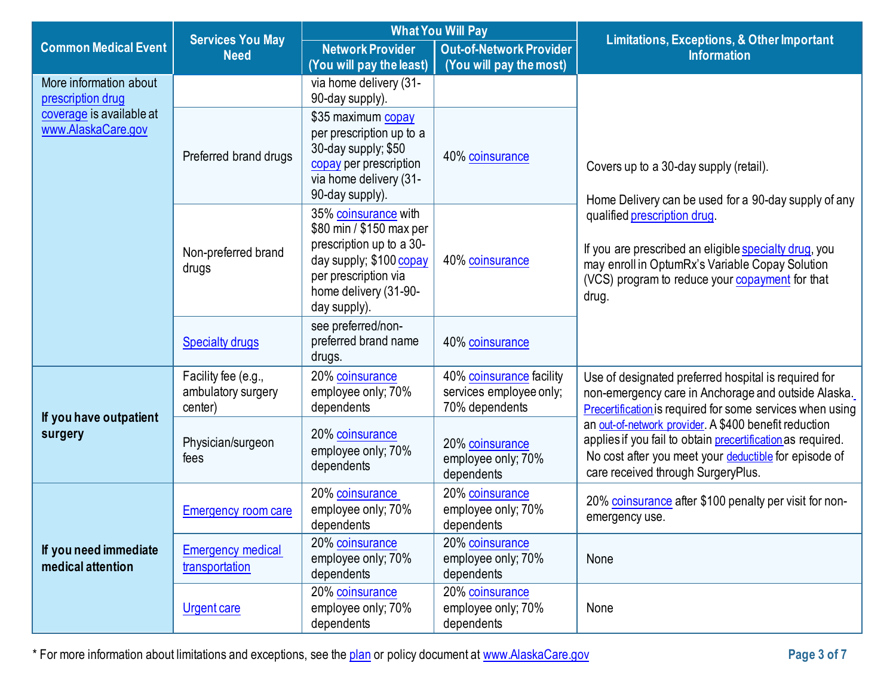| Common Medical Event | Services You May Need | What You Will Pay | | Limitations, Exceptions, & Other Important Information |
|---|---|---|---|---|
| | | Network Provider (You will pay the least) | Out-of-Network Provider (You will pay the most) | |
| More information about prescription drug coverage is available at www.AlaskaCare.gov | | via home delivery (31-90-day supply). | | Covers up to a 30-day supply (retail). Home Delivery can be used for a 90-day supply of any qualified prescription drug. If you are prescribed an eligible specialty drug, you may enroll in OptumRx's Variable Copay Solution (VCS) program to reduce your copayment for that drug. |
| | Preferred brand drugs | $35 maximum copay per prescription up to a 30-day supply; $50 copay per prescription via home delivery (31-90-day supply). | 40% coinsurance | |
| | Non-preferred brand drugs | 35% coinsurance with $80 min / $150 max per prescription up to a 30-day supply; $100 copay per prescription via home delivery (31-90-day supply). | 40% coinsurance | |
| | Specialty drugs | see preferred/non-preferred brand name drugs. | 40% coinsurance | |
| **If you have outpatient surgery** | Facility fee (e.g., ambulatory surgery center) | 20% coinsurance employee only; 70% dependents | 40% coinsurance facility services employee only; 70% dependents | Use of designated preferred hospital is required for non-emergency care in Anchorage and outside Alaska. Precertification is required for some services when using an out-of-network provider. A $400 benefit reduction applies if you fail to obtain precertification as required. No cost after you meet your deductible for episode of care received through SurgeryPlus. |
| | Physician/surgeon fees | 20% coinsurance employee only; 70% dependents | 20% coinsurance employee only; 70% dependents | |
| **If you need immediate medical attention** | Emergency room care | 20% coinsurance employee only; 70% dependents | 20% coinsurance employee only; 70% dependents | 20% coinsurance after $100 penalty per visit for non-emergency use. |
| | Emergency medical transportation | 20% coinsurance employee only; 70% dependents | 20% coinsurance employee only; 70% dependents | None |
| | Urgent care | 20% coinsurance employee only; 70% dependents | 20% coinsurance employee only; 70% dependents | None |

* For more information about limitations and exceptions, see the plan or policy document at www.AlaskaCare.gov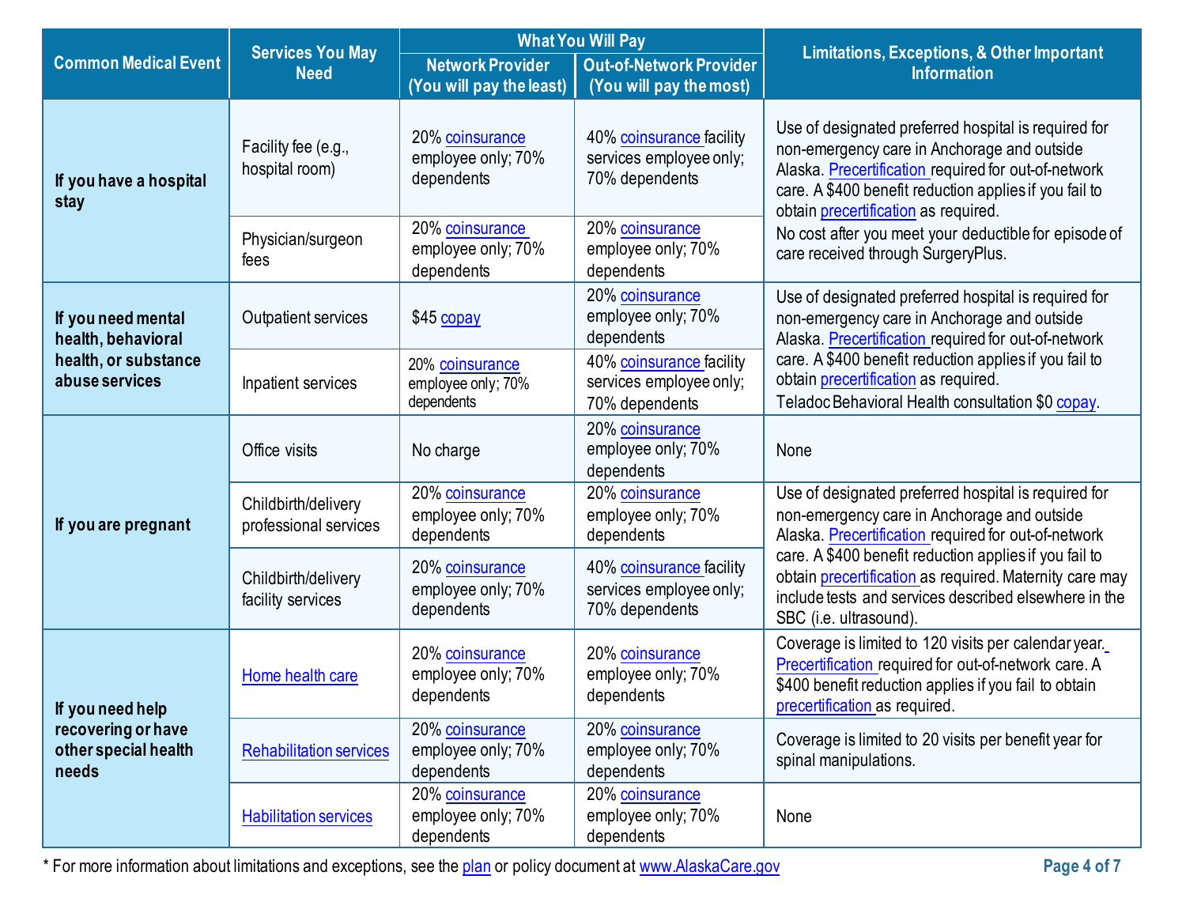| Common Medical Event | Services You May Need | What You Will Pay | | Limitations, Exceptions, & Other Important Information |
|---|---|---|---|---|
| | | Network Provider (You will pay the least) | Out-of-Network Provider (You will pay the most) | |
| If you have a hospital stay | Facility fee (e.g., hospital room) | 20% coinsurance employee only; 70% dependents | 40% coinsurance facility services employee only; 70% dependents | Use of designated preferred hospital is required for non-emergency care in Anchorage and outside Alaska. Precertification required for out-of-network care. A $400 benefit reduction applies if you fail to obtain precertification as required. No cost after you meet your deductible for episode of care received through SurgeryPlus. |
| | Physician/surgeon fees | 20% coinsurance employee only; 70% dependents | 20% coinsurance employee only; 70% dependents | |
| If you need mental health, behavioral health, or substance abuse services | Outpatient services | $45 copay | 20% coinsurance employee only; 70% dependents | Use of designated preferred hospital is required for non-emergency care in Anchorage and outside Alaska. Precertification required for out-of-network care. A $400 benefit reduction applies if you fail to obtain precertification as required. Teladoc Behavioral Health consultation $0 copay. |
| | Inpatient services | 20% coinsurance employee only; 70% dependents | 40% coinsurance facility services employee only; 70% dependents | |
| If you are pregnant | Office visits | No charge | 20% coinsurance employee only; 70% dependents | None |
| | Childbirth/delivery professional services | 20% coinsurance employee only; 70% dependents | 20% coinsurance employee only; 70% dependents | Use of designated preferred hospital is required for non-emergency care in Anchorage and outside Alaska. Precertification required for out-of-network care. A $400 benefit reduction applies if you fail to obtain precertification as required. Maternity care may include tests and services described elsewhere in the SBC (i.e. ultrasound). |
| | Childbirth/delivery facility services | 20% coinsurance employee only; 70% dependents | 40% coinsurance facility services employee only; 70% dependents | |
| If you need help recovering or have other special health needs | Home health care | 20% coinsurance employee only; 70% dependents | 20% coinsurance employee only; 70% dependents | Coverage is limited to 120 visits per calendar year. Precertification required for out-of-network care. A $400 benefit reduction applies if you fail to obtain precertification as required. |
| | Rehabilitation services | 20% coinsurance employee only; 70% dependents | 20% coinsurance employee only; 70% dependents | Coverage is limited to 20 visits per benefit year for spinal manipulations. |
| | Habilitation services | 20% coinsurance employee only; 70% dependents | 20% coinsurance employee only; 70% dependents | None |

* For more information about limitations and exceptions, see the plan or policy document at www.AlaskaCare.gov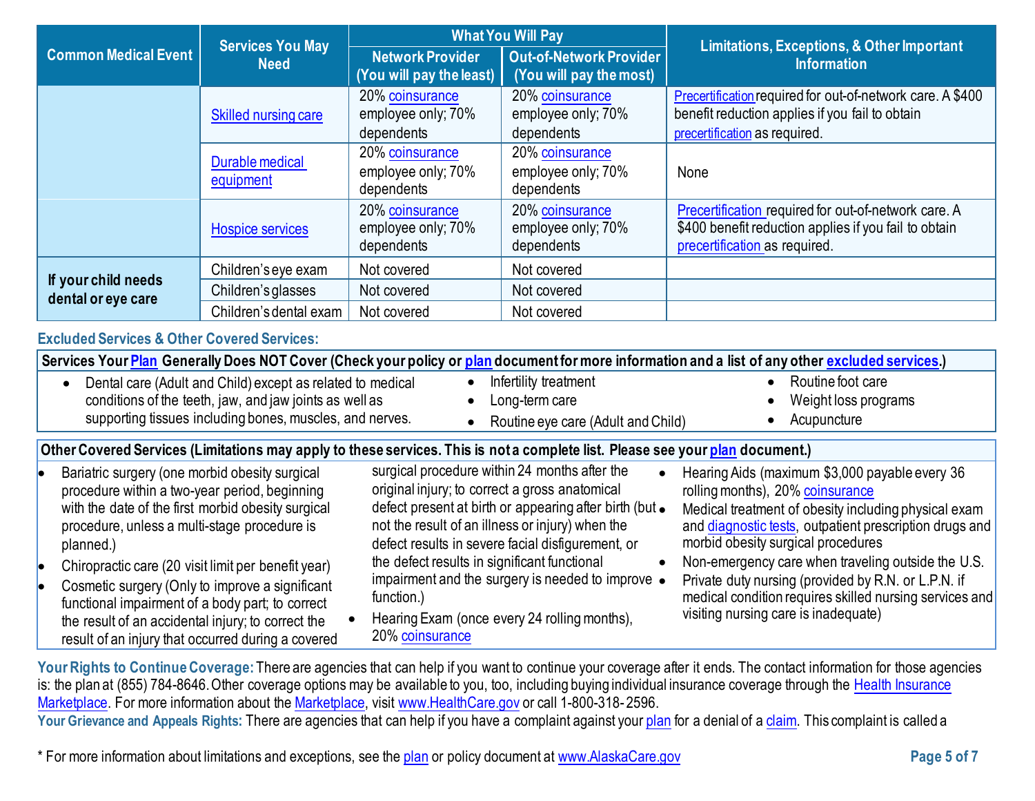| Common Medical Event | Services You May Need | What You Will Pay | | Limitations, Exceptions, & Other Important Information |
|---|---|---|---|---|
| | | Network Provider (You will pay the least) | Out-of-Network Provider (You will pay the most) | |
| | Skilled nursing care | 20% coinsurance employee only; 70% dependents | 20% coinsurance employee only; 70% dependents | Precertification required for out-of-network care. A $400 benefit reduction applies if you fail to obtain precertification as required. |
| | Durable medical equipment | 20% coinsurance employee only; 70% dependents | 20% coinsurance employee only; 70% dependents | None |
| | Hospice services | 20% coinsurance employee only; 70% dependents | 20% coinsurance employee only; 70% dependents | Precertification required for out-of-network care. A $400 benefit reduction applies if you fail to obtain precertification as required. |
| If your child needs dental or eye care | Children's eye exam | Not covered | Not covered | |
| | Children's glasses | Not covered | Not covered | |
| | Children's dental exam | Not covered | Not covered | |

**Excluded Services & Other Covered Services:**

**Services Your Plan Generally Does NOT Cover (Check your policy or plan document for more information and a list of any other excluded services.)**

- Dental care (Adult and Child) except as related to medical conditions of the teeth, jaw, and jaw joints as well as supporting tissues including bones, muscles, and nerves.
- Infertility treatment
- Long-term care
- Routine eye care (Adult and Child)
- Routine foot care
- Weight loss programs
- Acupuncture

**Other Covered Services (Limitations may apply to these services. This is not a complete list. Please see your plan document.)**

- Bariatric surgery (one morbid obesity surgical procedure within a two-year period, beginning with the date of the first morbid obesity surgical procedure, unless a multi-stage procedure is planned.)
- Chiropractic care (20 visit limit per benefit year)
- Cosmetic surgery (Only to improve a significant functional impairment of a body part; to correct the result of an accidental injury; to correct the result of an injury that occurred during a covered surgical procedure within 24 months after the original injury; to correct a gross anatomical defect present at birth or appearing after birth (but not the result of an illness or injury) when the defect results in severe facial disfigurement, or the defect results in significant functional impairment and the surgery is needed to improve function.)
- Hearing Exam (once every 24 rolling months), 20% coinsurance
- Hearing Aids (maximum $3,000 payable every 36 rolling months), 20% coinsurance
- Medical treatment of obesity including physical exam and diagnostic tests, outpatient prescription drugs and morbid obesity surgical procedures
- Non-emergency care when traveling outside the U.S.
- Private duty nursing (provided by R.N. or L.P.N. if medical condition requires skilled nursing services and visiting nursing care is inadequate)

**Your Rights to Continue Coverage:** There are agencies that can help if you want to continue your coverage after it ends. The contact information for those agencies is: the plan at (855) 784-8646. Other coverage options may be available to you, too, including buying individual insurance coverage through the Health Insurance Marketplace. For more information about the Marketplace, visit www.HealthCare.gov or call 1-800-318-2596.

**Your Grievance and Appeals Rights:** There are agencies that can help if you have a complaint against your plan for a denial of a claim. This complaint is called a

* For more information about limitations and exceptions, see the plan or policy document at www.AlaskaCare.gov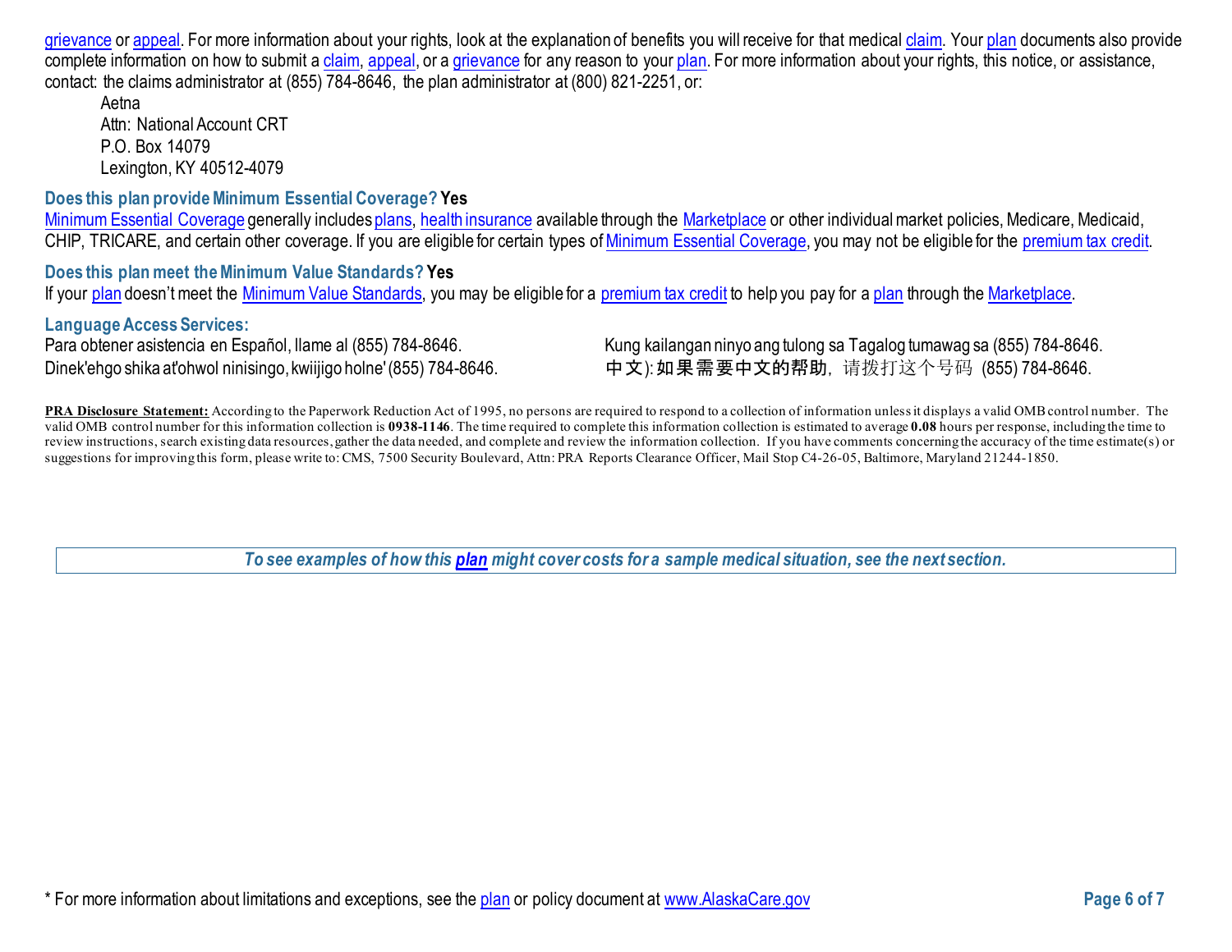grievance or appeal. For more information about your rights, look at the explanation of benefits you will receive for that medical claim. Your plan documents also provide complete information on how to submit a claim, appeal, or a grievance for any reason to your plan. For more information about your rights, this notice, or assistance, contact: the claims administrator at (855) 784-8646, the plan administrator at (800) 821-2251, or:

Aetna
Attn: National Account CRT
P.O. Box 14079
Lexington, KY 40512-4079

**Does this plan provide Minimum Essential Coverage? Yes**

Minimum Essential Coverage generally includes plans, health insurance available through the Marketplace or other individual market policies, Medicare, Medicaid, CHIP, TRICARE, and certain other coverage. If you are eligible for certain types of Minimum Essential Coverage, you may not be eligible for the premium tax credit.

**Does this plan meet the Minimum Value Standards? Yes**

If your plan doesn't meet the Minimum Value Standards, you may be eligible for a premium tax credit to help you pay for a plan through the Marketplace.

**Language Access Services:**

Para obtener asistencia en Español, llame al (855) 784-8646.

Kung kailangan ninyo ang tulong sa Tagalog tumawag sa (855) 784-8646.

Dinek'ehgo shika at'ohwol ninisingo, kwiijigo holne' (855) 784-8646.

中文): 如果需要中文的帮助，请拨打这个号码 (855) 784-8646.

**PRA Disclosure Statement:** According to the Paperwork Reduction Act of 1995, no persons are required to respond to a collection of information unless it displays a valid OMB control number. The valid OMB control number for this information collection is **0938-1146**. The time required to complete this information collection is estimated to average **0.08** hours per response, including the time to review instructions, search existing data resources, gather the data needed, and complete and review the information collection. If you have comments concerning the accuracy of the time estimate(s) or suggestions for improving this form, please write to: CMS, 7500 Security Boulevard, Attn: PRA Reports Clearance Officer, Mail Stop C4-26-05, Baltimore, Maryland 21244-1850.

***To see examples of how this plan might cover costs for a sample medical situation, see the next section.***

\* For more information about limitations and exceptions, see the plan or policy document at www.AlaskaCare.gov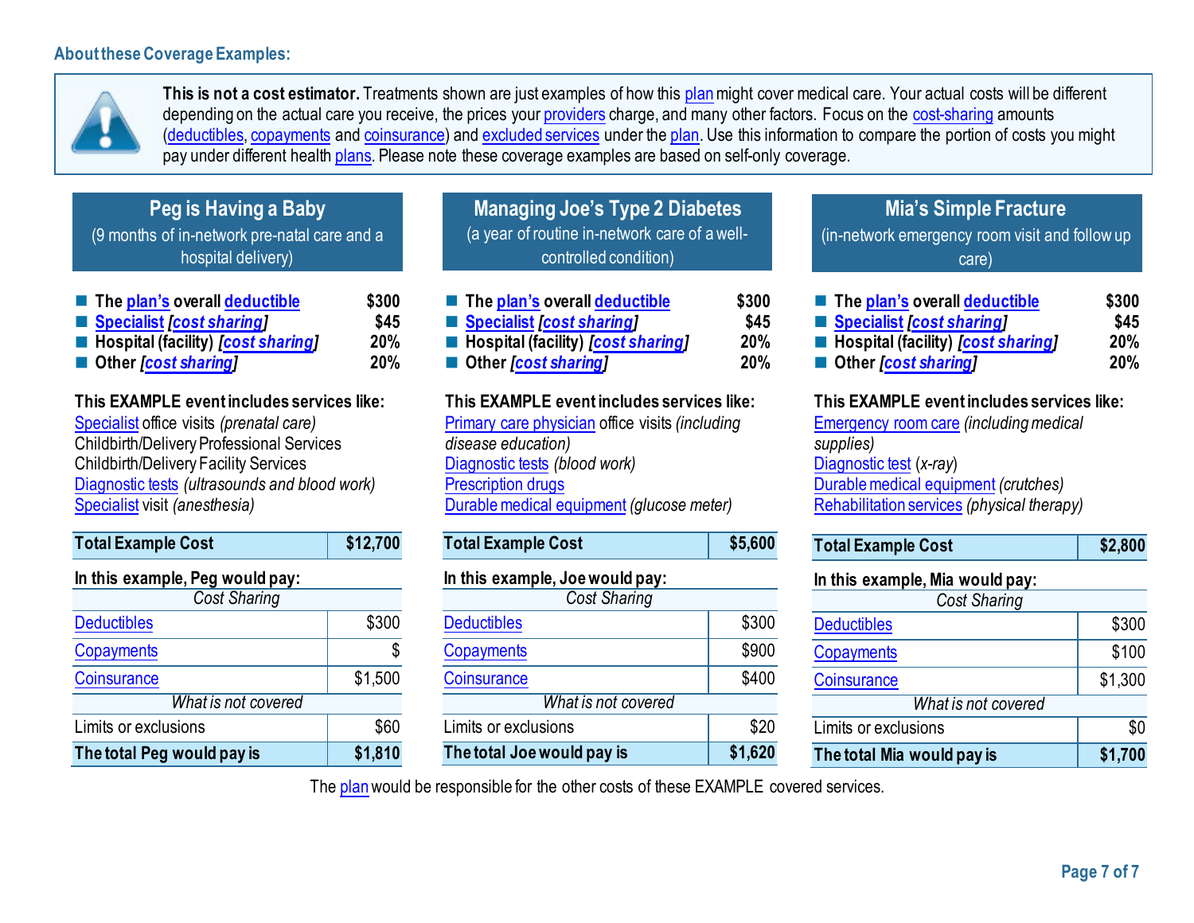## About these Coverage Examples:

**This is not a cost estimator.** Treatments shown are just examples of how this plan might cover medical care. Your actual costs will be different depending on the actual care you receive, the prices your providers charge, and many other factors. Focus on the cost-sharing amounts (deductibles, copayments and coinsurance) and excluded services under the plan. Use this information to compare the portion of costs you might pay under different health plans. Please note these coverage examples are based on self-only coverage.

### Peg is Having a Baby
(9 months of in-network pre-natal care and a hospital delivery)

| | |
|---|---|
| **The plan's overall deductible** | **$300** |
| **Specialist [cost sharing]** | **$45** |
| **Hospital (facility) [cost sharing]** | **20%** |
| **Other [cost sharing]** | **20%** |

**This EXAMPLE event includes services like:**
Specialist office visits *(prenatal care)*
Childbirth/Delivery Professional Services
Childbirth/Delivery Facility Services
Diagnostic tests *(ultrasounds and blood work)*
Specialist visit *(anesthesia)*

| **Total Example Cost** | **$12,700** |
|---|---|
| **In this example, Peg would pay:** | |
| *Cost Sharing* | |
| Deductibles | $300 |
| Copayments | $ |
| Coinsurance | $1,500 |
| *What is not covered* | |
| Limits or exclusions | $60 |
| **The total Peg would pay is** | **$1,810** |

### Managing Joe's Type 2 Diabetes
(a year of routine in-network care of a well-controlled condition)

| | |
|---|---|
| **The plan's overall deductible** | **$300** |
| **Specialist [cost sharing]** | **$45** |
| **Hospital (facility) [cost sharing]** | **20%** |
| **Other [cost sharing]** | **20%** |

**This EXAMPLE event includes services like:**
Primary care physician office visits *(including disease education)*
Diagnostic tests *(blood work)*
Prescription drugs
Durable medical equipment *(glucose meter)*

| **Total Example Cost** | **$5,600** |
|---|---|
| **In this example, Joe would pay:** | |
| *Cost Sharing* | |
| Deductibles | $300 |
| Copayments | $900 |
| Coinsurance | $400 |
| *What is not covered* | |
| Limits or exclusions | $20 |
| **The total Joe would pay is** | **$1,620** |

### Mia's Simple Fracture
(in-network emergency room visit and follow up care)

| | |
|---|---|
| **The plan's overall deductible** | **$300** |
| **Specialist [cost sharing]** | **$45** |
| **Hospital (facility) [cost sharing]** | **20%** |
| **Other [cost sharing]** | **20%** |

**This EXAMPLE event includes services like:**
Emergency room care *(including medical supplies)*
Diagnostic test *(x-ray)*
Durable medical equipment *(crutches)*
Rehabilitation services *(physical therapy)*

| **Total Example Cost** | **$2,800** |
|---|---|
| **In this example, Mia would pay:** | |
| *Cost Sharing* | |
| Deductibles | $300 |
| Copayments | $100 |
| Coinsurance | $1,300 |
| *What is not covered* | |
| Limits or exclusions | $0 |
| **The total Mia would pay is** | **$1,700** |

The plan would be responsible for the other costs of these EXAMPLE covered services.